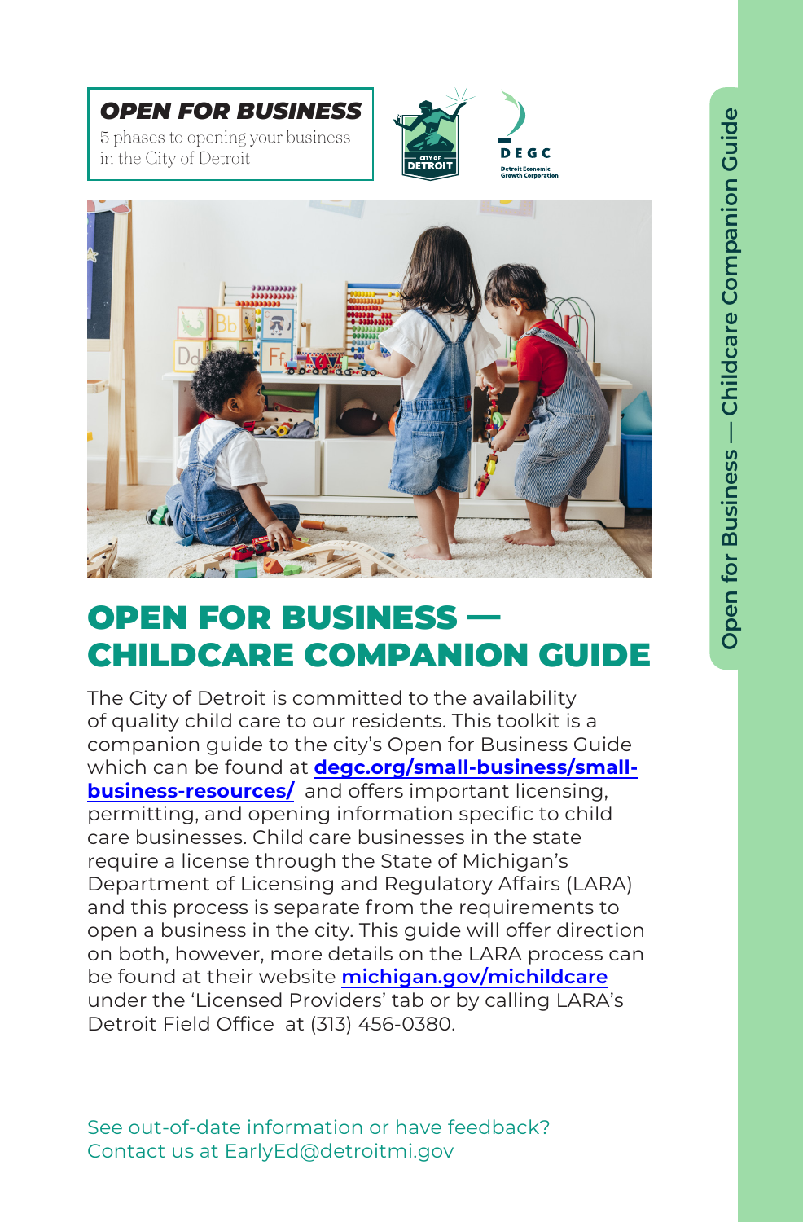**OPEN FOR BUSINESS**

5 phases to opening your business in the City of Detroit

# OPEN FOR BUSINESS — CHILDCARE COMPANION GUIDE

The City of Detroit is committed to the availability of quality child care to our residents. This toolkit is a companion guide to the city's Open for Business Guide which can be found at **degc.org/small-business/small-business-resources/** and offers important licensing, permitting, and opening information specific to child care businesses. Child care businesses in the state require a license through the State of Michigan's Department of Licensing and Regulatory Affairs (LARA) and this process is separate from the requirements to open a business in the city. This guide will offer direction on both, however, more details on the LARA process can be found at their website **michigan.gov/michildcare** under the 'Licensed Providers' tab or by calling LARA's Detroit Field Office at (313) 456-0380.

See out-of-date information or have feedback? Contact us at EarlyEd@detroitmi.gov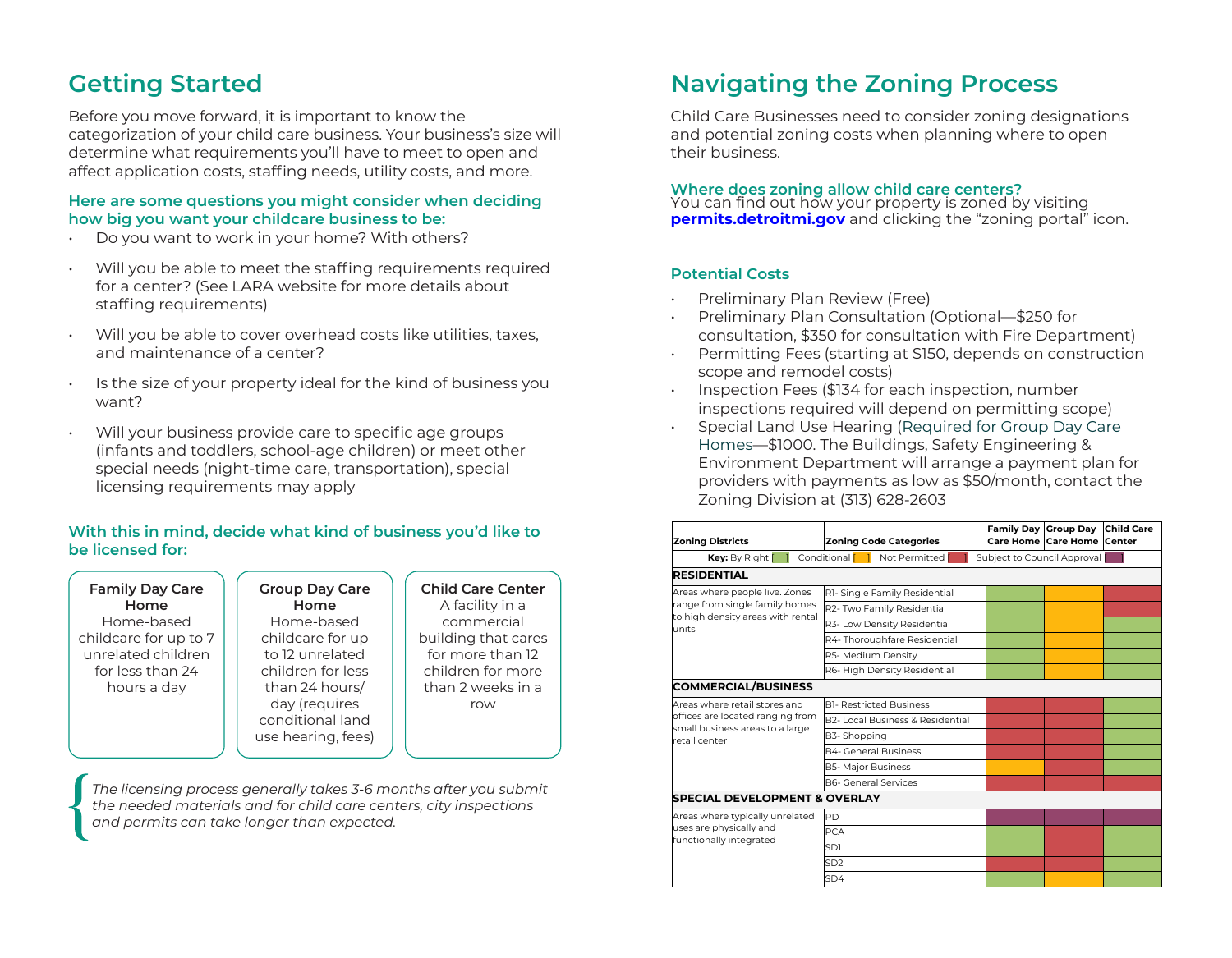## Getting Started

Before you move forward, it is important to know the categorization of your child care business. Your business's size will determine what requirements you'll have to meet to open and affect application costs, staffing needs, utility costs, and more.

**Here are some questions you might consider when deciding how big you want your childcare business to be:**

- Do you want to work in your home? With others?
- Will you be able to meet the staffing requirements required for a center? (See LARA website for more details about staffing requirements)
- Will you be able to cover overhead costs like utilities, taxes, and maintenance of a center?
- Is the size of your property ideal for the kind of business you want?
- Will your business provide care to specific age groups (infants and toddlers, school-age children) or meet other special needs (night-time care, transportation), special licensing requirements may apply

**With this in mind, decide what kind of business you'd like to be licensed for:**

**Family Day Care Home**
Home-based childcare for up to 7 unrelated children for less than 24 hours a day

**Group Day Care Home**
Home-based childcare for up to 12 unrelated children for less than 24 hours/ day (requires conditional land use hearing, fees)

**Child Care Center**
A facility in a commercial building that cares for more than 12 children for more than 2 weeks in a row

*The licensing process generally takes 3-6 months after you submit the needed materials and for child care centers, city inspections and permits can take longer than expected.*

## Navigating the Zoning Process

Child Care Businesses need to consider zoning designations and potential zoning costs when planning where to open their business.

**Where does zoning allow child care centers?**
You can find out how your property is zoned by visiting **permits.detroitmi.gov** and clicking the "zoning portal" icon.

**Potential Costs**

- Preliminary Plan Review (Free)
- Preliminary Plan Consultation (Optional—$250 for consultation, $350 for consultation with Fire Department)
- Permitting Fees (starting at $150, depends on construction scope and remodel costs)
- Inspection Fees ($134 for each inspection, number inspections required will depend on permitting scope)
- Special Land Use Hearing (Required for Group Day Care Homes—$1000. The Buildings, Safety Engineering & Environment Department will arrange a payment plan for providers with payments as low as $50/month, contact the Zoning Division at (313) 628-2603

**Key:** By Right | Conditional | Not Permitted | Subject to Council Approval

| Zoning Districts | Zoning Code Categories | Family Day Care Home | Group Day Care Home | Child Care Center |
|---|---|---|---|---|
| **RESIDENTIAL** | | | | |
| Areas where people live. Zones range from single family homes to high density areas with rental units | R1- Single Family Residential | By Right | Conditional | Not Permitted |
| | R2- Two Family Residential | By Right | Conditional | Not Permitted |
| | R3- Low Density Residential | By Right | Conditional | By Right |
| | R4- Thoroughfare Residential | By Right | Conditional | By Right |
| | R5- Medium Density | By Right | Conditional | By Right |
| | R6- High Density Residential | By Right | Conditional | By Right |
| **COMMERCIAL/BUSINESS** | | | | |
| Areas where retail stores and offices are located ranging from small business areas to a large retail center | B1- Restricted Business | Not Permitted | Not Permitted | By Right |
| | B2- Local Business & Residential | Not Permitted | Not Permitted | By Right |
| | B3- Shopping | Not Permitted | Not Permitted | By Right |
| | B4- General Business | Not Permitted | Not Permitted | By Right |
| | B5- Major Business | Conditional | Not Permitted | By Right |
| | B6- General Services | Not Permitted | Not Permitted | Not Permitted |
| **SPECIAL DEVELOPMENT & OVERLAY** | | | | |
| Areas where typically unrelated uses are physically and functionally integrated | PD | Subject to Council Approval | Subject to Council Approval | Subject to Council Approval |
| | PCA | By Right | Not Permitted | By Right |
| | SD1 | By Right | Not Permitted | By Right |
| | SD2 | Not Permitted | Not Permitted | By Right |
| | SD4 | By Right | Conditional | By Right |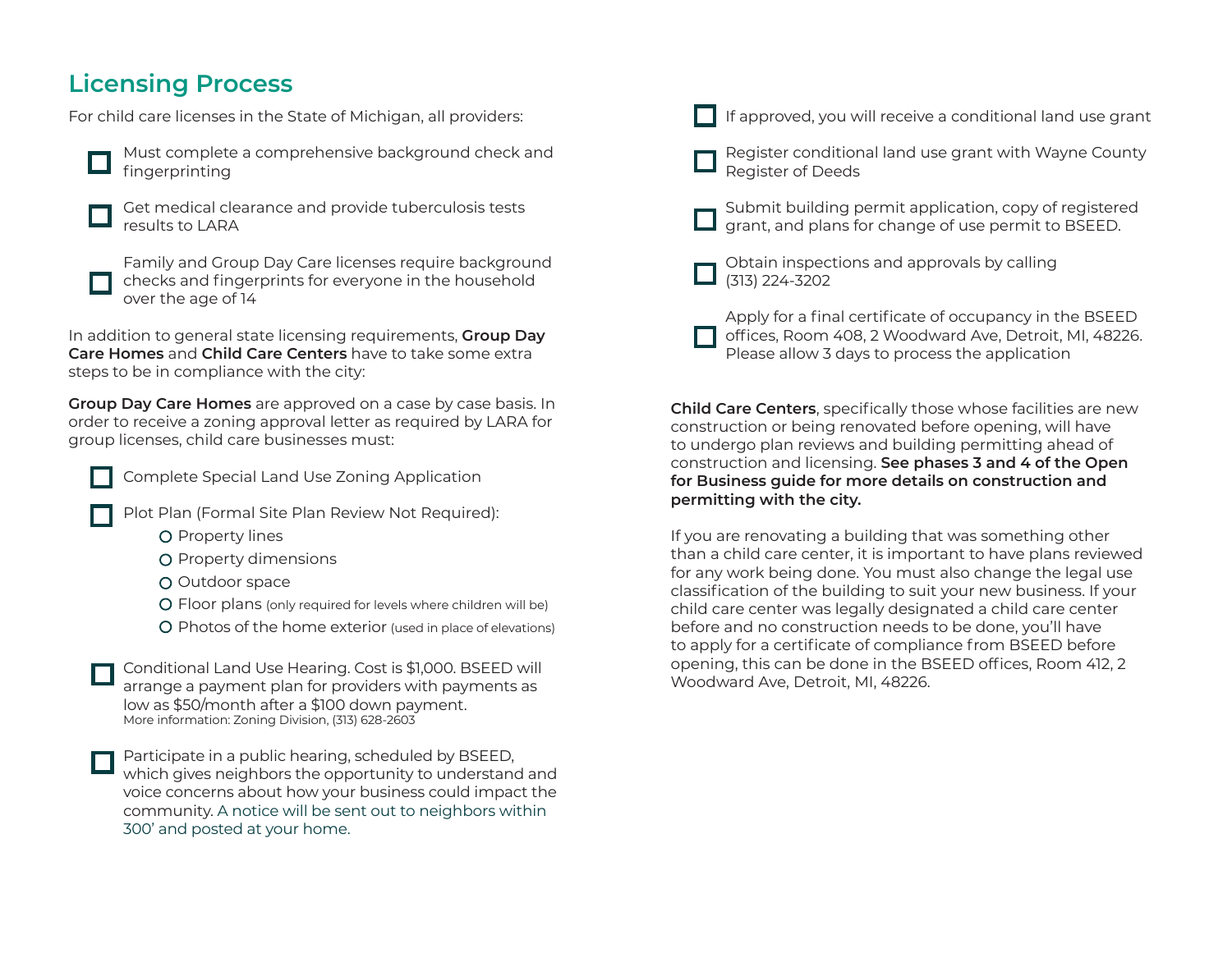## Licensing Process

For child care licenses in the State of Michigan, all providers:

- [ ] Must complete a comprehensive background check and fingerprinting
- [ ] Get medical clearance and provide tuberculosis tests results to LARA
- [ ] Family and Group Day Care licenses require background checks and fingerprints for everyone in the household over the age of 14

In addition to general state licensing requirements, **Group Day Care Homes** and **Child Care Centers** have to take some extra steps to be in compliance with the city:

**Group Day Care Homes** are approved on a case by case basis. In order to receive a zoning approval letter as required by LARA for group licenses, child care businesses must:

- [ ] Complete Special Land Use Zoning Application
- [ ] Plot Plan (Formal Site Plan Review Not Required):
  - Property lines
  - Property dimensions
  - Outdoor space
  - Floor plans (only required for levels where children will be)
  - Photos of the home exterior (used in place of elevations)
- [ ] Conditional Land Use Hearing. Cost is $1,000. BSEED will arrange a payment plan for providers with payments as low as $50/month after a $100 down payment.
  More information: Zoning Division, (313) 628-2603
- [ ] Participate in a public hearing, scheduled by BSEED, which gives neighbors the opportunity to understand and voice concerns about how your business could impact the community. A notice will be sent out to neighbors within 300' and posted at your home.
- [ ] If approved, you will receive a conditional land use grant
- [ ] Register conditional land use grant with Wayne County Register of Deeds
- [ ] Submit building permit application, copy of registered grant, and plans for change of use permit to BSEED.
- [ ] Obtain inspections and approvals by calling (313) 224-3202
- [ ] Apply for a final certificate of occupancy in the BSEED offices, Room 408, 2 Woodward Ave, Detroit, MI, 48226. Please allow 3 days to process the application

**Child Care Centers**, specifically those whose facilities are new construction or being renovated before opening, will have to undergo plan reviews and building permitting ahead of construction and licensing. **See phases 3 and 4 of the Open for Business guide for more details on construction and permitting with the city.**

If you are renovating a building that was something other than a child care center, it is important to have plans reviewed for any work being done. You must also change the legal use classification of the building to suit your new business. If your child care center was legally designated a child care center before and no construction needs to be done, you'll have to apply for a certificate of compliance from BSEED before opening, this can be done in the BSEED offices, Room 412, 2 Woodward Ave, Detroit, MI, 48226.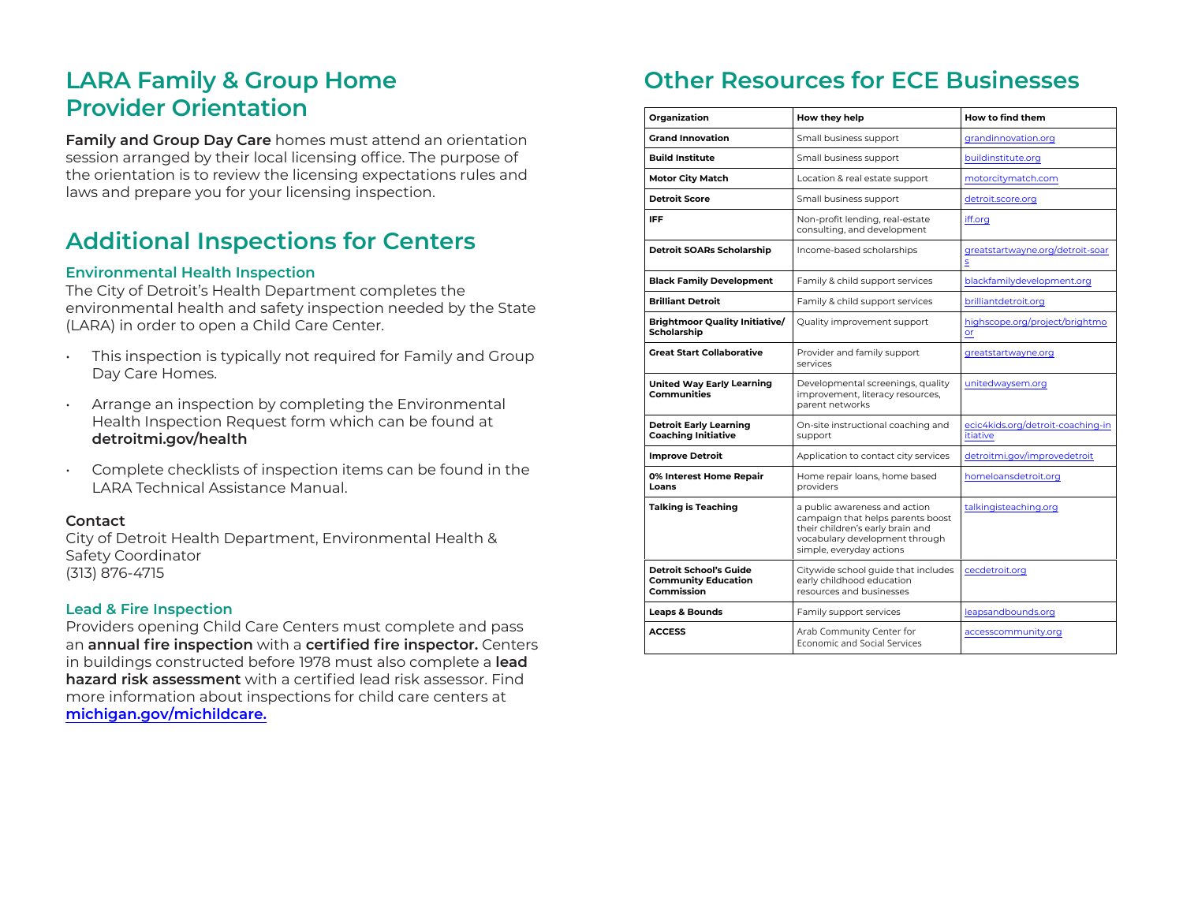# LARA Family & Group Home Provider Orientation

**Family and Group Day Care** homes must attend an orientation session arranged by their local licensing office. The purpose of the orientation is to review the licensing expectations rules and laws and prepare you for your licensing inspection.

# Additional Inspections for Centers

### Environmental Health Inspection

The City of Detroit's Health Department completes the environmental health and safety inspection needed by the State (LARA) in order to open a Child Care Center.

- This inspection is typically not required for Family and Group Day Care Homes.
- Arrange an inspection by completing the Environmental Health Inspection Request form which can be found at **detroitmi.gov/health**
- Complete checklists of inspection items can be found in the LARA Technical Assistance Manual.

**Contact**
City of Detroit Health Department, Environmental Health & Safety Coordinator
(313) 876-4715

### Lead & Fire Inspection

Providers opening Child Care Centers must complete and pass an **annual fire inspection** with a **certified fire inspector.** Centers in buildings constructed before 1978 must also complete a **lead hazard risk assessment** with a certified lead risk assessor. Find more information about inspections for child care centers at **michigan.gov/michildcare.**

# Other Resources for ECE Businesses

| Organization | How they help | How to find them |
|---|---|---|
| **Grand Innovation** | Small business support | grandinnovation.org |
| **Build Institute** | Small business support | buildinstitute.org |
| **Motor City Match** | Location & real estate support | motorcitymatch.com |
| **Detroit Score** | Small business support | detroit.score.org |
| **IFF** | Non-profit lending, real-estate consulting, and development | iff.org |
| **Detroit SOARs Scholarship** | Income-based scholarships | greatstartwayne.org/detroit-soars |
| **Black Family Development** | Family & child support services | blackfamilydevelopment.org |
| **Brilliant Detroit** | Family & child support services | brilliantdetroit.org |
| **Brightmoor Quality Initiative/ Scholarship** | Quality improvement support | highscope.org/project/brightmoor |
| **Great Start Collaborative** | Provider and family support services | greatstartwayne.org |
| **United Way Early Learning Communities** | Developmental screenings, quality improvement, literacy resources, parent networks | unitedwaysem.org |
| **Detroit Early Learning Coaching Initiative** | On-site instructional coaching and support | ecic4kids.org/detroit-coaching-initiative |
| **Improve Detroit** | Application to contact city services | detroitmi.gov/improvedetroit |
| **0% Interest Home Repair Loans** | Home repair loans, home based providers | homeloansdetroit.org |
| **Talking is Teaching** | a public awareness and action campaign that helps parents boost their children's early brain and vocabulary development through simple, everyday actions | talkingisteaching.org |
| **Detroit School's Guide Community Education Commission** | Citywide school guide that includes early childhood education resources and businesses | cecdetroit.org |
| **Leaps & Bounds** | Family support services | leapsandbounds.org |
| **ACCESS** | Arab Community Center for Economic and Social Services | accesscommunity.org |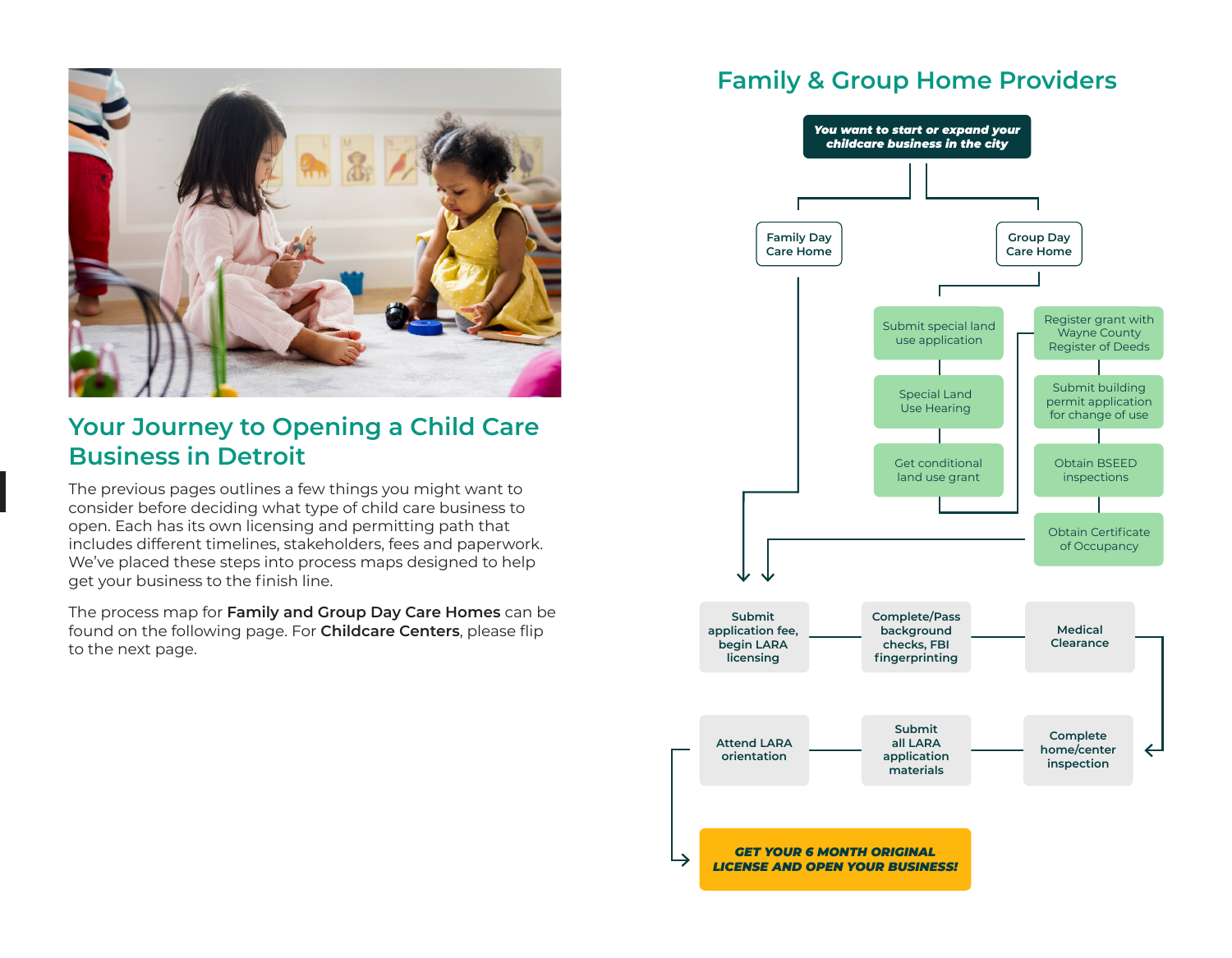## Your Journey to Opening a Child Care Business in Detroit

The previous pages outlines a few things you might want to consider before deciding what type of child care business to open. Each has its own licensing and permitting path that includes different timelines, stakeholders, fees and paperwork. We've placed these steps into process maps designed to help get your business to the finish line.

The process map for **Family and Group Day Care Homes** can be found on the following page. For **Childcare Centers**, please flip to the next page.

## Family & Group Home Providers

***You want to start or expand your childcare business in the city***

- **Family Day Care Home**
  - → Submit application fee, begin LARA licensing
- **Group Day Care Home**
  - Submit special land use application
  - Special Land Use Hearing
  - Get conditional land use grant
  - Register grant with Wayne County Register of Deeds
  - Submit building permit application for change of use
  - Obtain BSEED inspections
  - Obtain Certificate of Occupancy
  - → Submit application fee, begin LARA licensing

**Submit application fee, begin LARA licensing** → **Complete/Pass background checks, FBI fingerprinting** → **Medical Clearance** → **Complete home/center inspection** → **Submit all LARA application materials** → **Attend LARA orientation** → ***GET YOUR 6 MONTH ORIGINAL LICENSE AND OPEN YOUR BUSINESS!***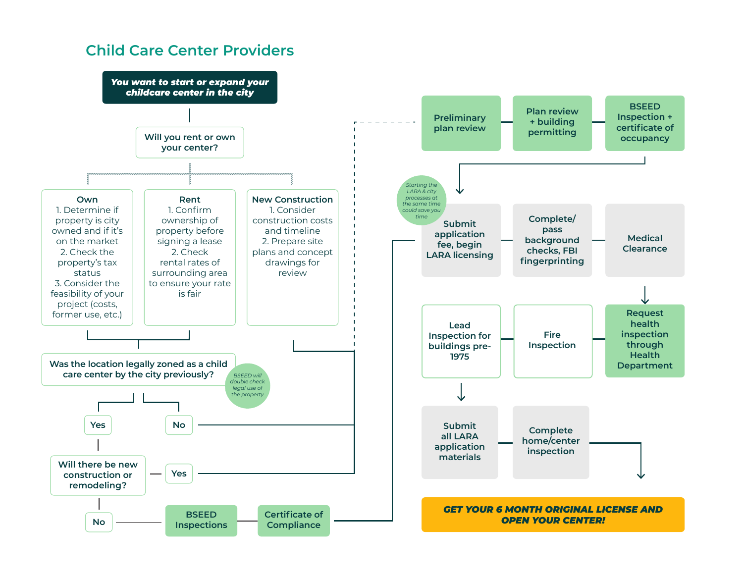## Child Care Center Providers

***You want to start or expand your childcare center in the city***

**Will you rent or own your center?**

**Own**
1. Determine if property is city owned and if it's on the market
2. Check the property's tax status
3. Consider the feasibility of your project (costs, former use, etc.)

**Rent**
1. Confirm ownership of property before signing a lease
2. Check rental rates of surrounding area to ensure your rate is fair

**New Construction**
1. Consider construction costs and timeline
2. Prepare site plans and concept drawings for review

**Was the location legally zoned as a child care center by the city previously?**

*BSEED will double check legal use of the property*

- **Yes** → **Will there be new construction or remodeling?**
  - **Yes** → Preliminary plan review
  - **No** → BSEED Inspections → Certificate of Compliance → Submit application fee, begin LARA licensing
- **No** → Preliminary plan review

**Preliminary plan review** → **Plan review + building permitting** → **BSEED Inspection + certificate of occupancy**

*Starting the LARA & city processes at the same time could save you time*

**Submit application fee, begin LARA licensing** → **Complete/pass background checks, FBI fingerprinting** → **Medical Clearance**

**Request health inspection through Health Department** → **Fire Inspection** → **Lead Inspection for buildings pre-1975**

**Submit all LARA application materials** → **Complete home/center inspection**

***GET YOUR 6 MONTH ORIGINAL LICENSE AND OPEN YOUR CENTER!***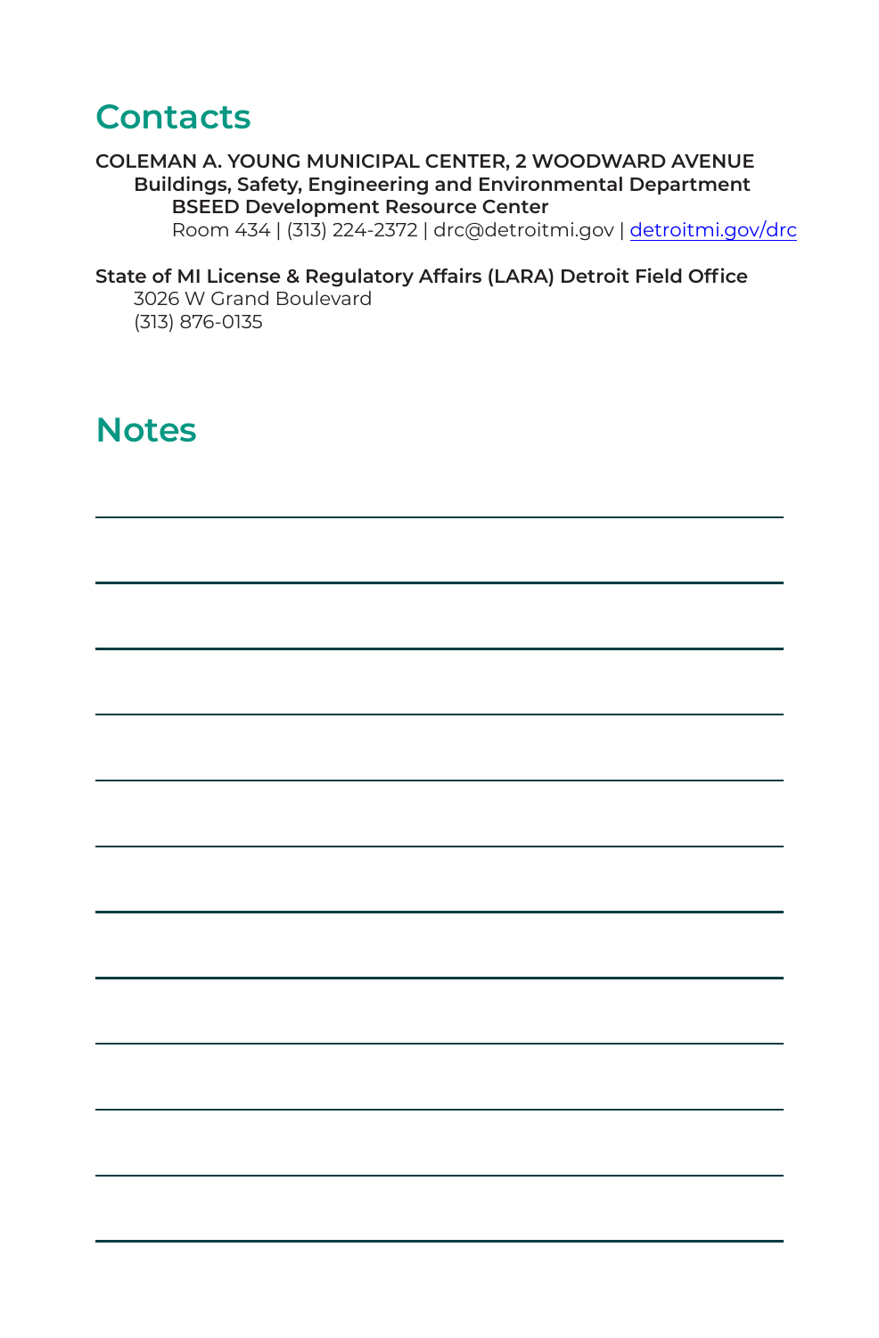## Contacts

**COLEMAN A. YOUNG MUNICIPAL CENTER, 2 WOODWARD AVENUE**

**Buildings, Safety, Engineering and Environmental Department**

**BSEED Development Resource Center**

Room 434 | (313) 224-2372 | drc@detroitmi.gov | detroitmi.gov/drc

**State of MI License & Regulatory Affairs (LARA) Detroit Field Office**

3026 W Grand Boulevard

(313) 876-0135

## Notes